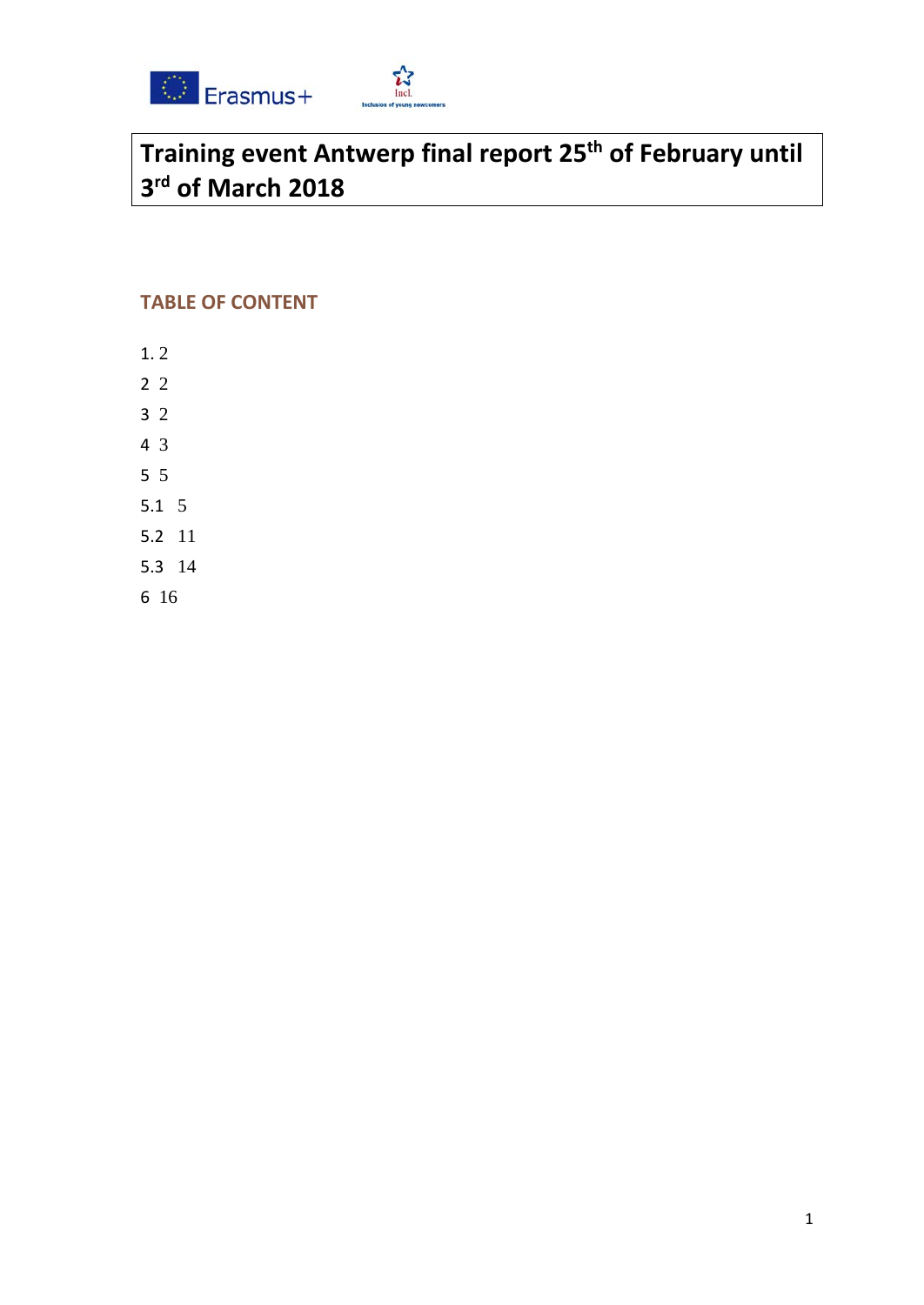# Training event Antwerp final report 25th of February until 3rd of March 2018

## TABLE OF CONTENT

1. 2

2 2

3 2

4 3

5 5

5.1 5

5.2 11

5.3 14

6 16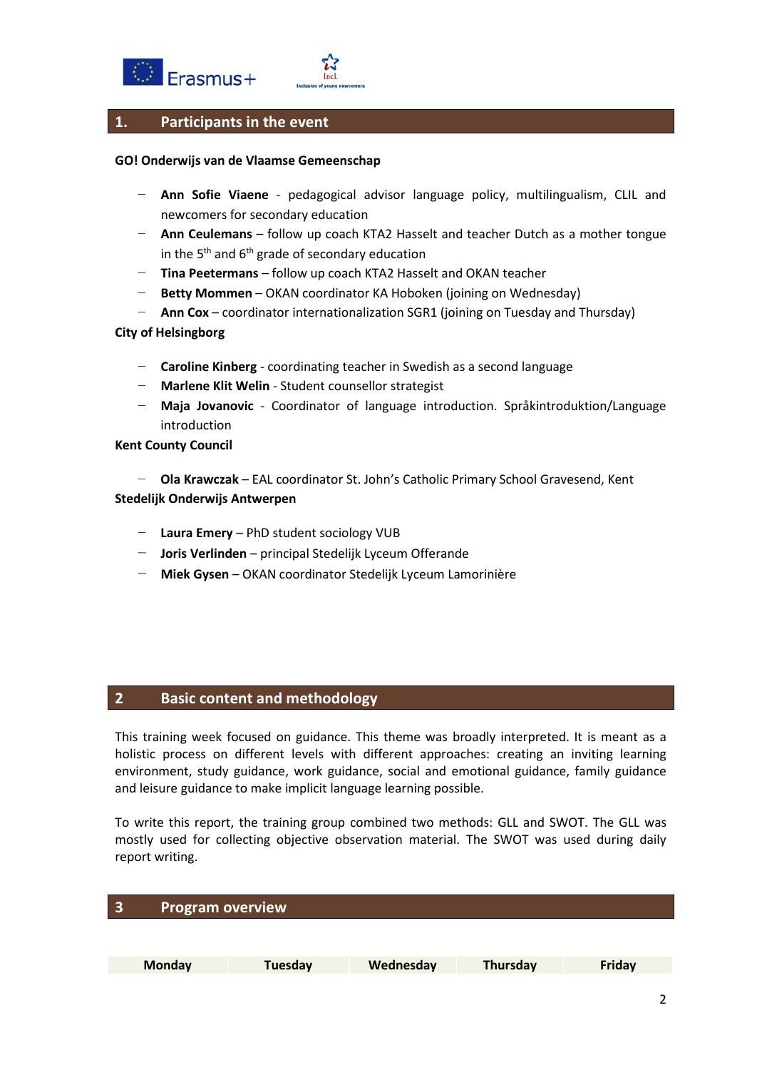## 1. Participants in the event

**GO! Onderwijs van de Vlaamse Gemeenschap**

- **Ann Sofie Viaene** - pedagogical advisor language policy, multilingualism, CLIL and newcomers for secondary education
- **Ann Ceulemans** – follow up coach KTA2 Hasselt and teacher Dutch as a mother tongue in the 5th and 6th grade of secondary education
- **Tina Peetermans** – follow up coach KTA2 Hasselt and OKAN teacher
- **Betty Mommen** – OKAN coordinator KA Hoboken (joining on Wednesday)
- **Ann Cox** – coordinator internationalization SGR1 (joining on Tuesday and Thursday)

**City of Helsingborg**

- **Caroline Kinberg** - coordinating teacher in Swedish as a second language
- **Marlene Klit Welin** - Student counsellor strategist
- **Maja Jovanovic** - Coordinator of language introduction. Språkintroduktion/Language introduction

**Kent County Council**

- **Ola Krawczak** – EAL coordinator St. John's Catholic Primary School Gravesend, Kent

**Stedelijk Onderwijs Antwerpen**

- **Laura Emery** – PhD student sociology VUB
- **Joris Verlinden** – principal Stedelijk Lyceum Offerande
- **Miek Gysen** – OKAN coordinator Stedelijk Lyceum Lamorinière

## 2 Basic content and methodology

This training week focused on guidance. This theme was broadly interpreted. It is meant as a holistic process on different levels with different approaches: creating an inviting learning environment, study guidance, work guidance, social and emotional guidance, family guidance and leisure guidance to make implicit language learning possible.

To write this report, the training group combined two methods: GLL and SWOT. The GLL was mostly used for collecting objective observation material. The SWOT was used during daily report writing.

## 3 Program overview

| Monday | Tuesday | Wednesday | Thursday | Friday |
| --- | --- | --- | --- | --- |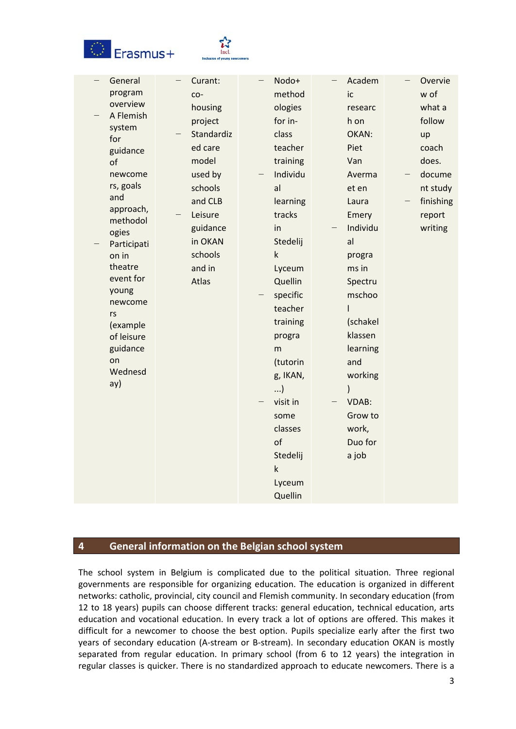| | | | | |
|---|---|---|---|---|
| – General program overview<br>– A Flemish system for guidance of newcomers, goals and approach, methodologies<br>– Participation in theatre event for young newcomers (example of leisure guidance on Wednesday) | – Curant: co-housing project<br>– Standardized care model used by schools and CLB<br>– Leisure guidance in OKAN schools and in Atlas | – Nodo+ methodologies for in-class teacher training<br>– Individual learning tracks in Stedelijk Lyceum Quellin<br>– specific teacher training program (tutoring, IKAN, ...)<br>– visit in some classes of Stedelijk Lyceum Quellin | – Academic research on OKAN: Piet Van Avermaet en Laura Emery<br>– Individual programs in Spectrumschool (schakelklassen learning and working)<br>– VDAB: Grow to work, Duo for a job | – Overview of what a follow up coach does.<br>– document study<br>– finishing report writing |

## 4 General information on the Belgian school system

The school system in Belgium is complicated due to the political situation. Three regional governments are responsible for organizing education. The education is organized in different networks: catholic, provincial, city council and Flemish community. In secondary education (from 12 to 18 years) pupils can choose different tracks: general education, technical education, arts education and vocational education. In every track a lot of options are offered. This makes it difficult for a newcomer to choose the best option. Pupils specialize early after the first two years of secondary education (A-stream or B-stream). In secondary education OKAN is mostly separated from regular education. In primary school (from 6 to 12 years) the integration in regular classes is quicker. There is no standardized approach to educate newcomers. There is a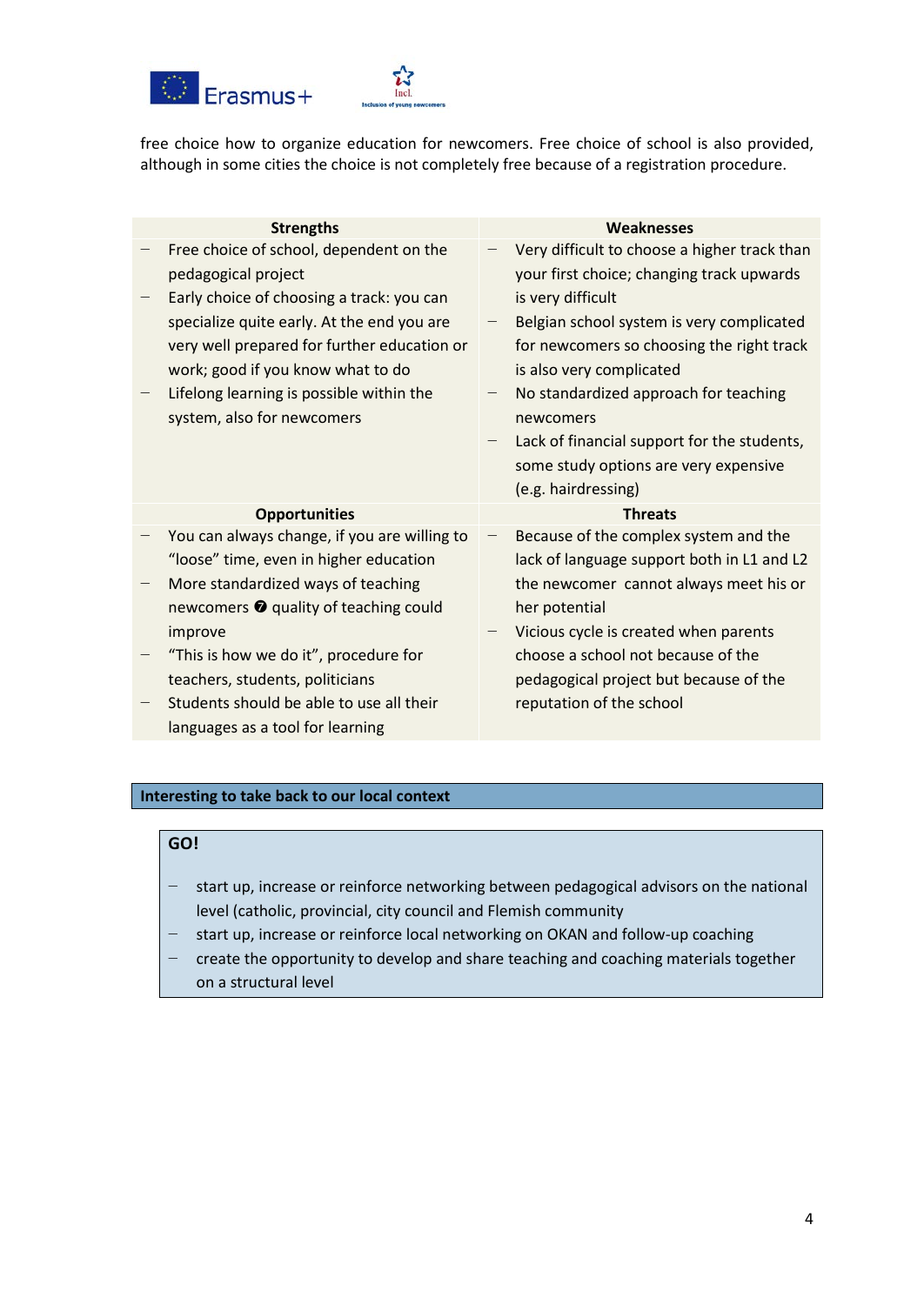free choice how to organize education for newcomers. Free choice of school is also provided, although in some cities the choice is not completely free because of a registration procedure.

| Strengths | Weaknesses |
|---|---|
| – Free choice of school, dependent on the pedagogical project<br>– Early choice of choosing a track: you can specialize quite early. At the end you are very well prepared for further education or work; good if you know what to do<br>– Lifelong learning is possible within the system, also for newcomers | – Very difficult to choose a higher track than your first choice; changing track upwards is very difficult<br>– Belgian school system is very complicated for newcomers so choosing the right track is also very complicated<br>– No standardized approach for teaching newcomers<br>– Lack of financial support for the students, some study options are very expensive (e.g. hairdressing) |
| **Opportunities** | **Threats** |
| – You can always change, if you are willing to "loose" time, even in higher education<br>– More standardized ways of teaching newcomers ➐ quality of teaching could improve<br>– "This is how we do it", procedure for teachers, students, politicians<br>– Students should be able to use all their languages as a tool for learning | – Because of the complex system and the lack of language support both in L1 and L2 the newcomer cannot always meet his or her potential<br>– Vicious cycle is created when parents choose a school not because of the pedagogical project but because of the reputation of the school |

**Interesting to take back to our local context**

**GO!**

- start up, increase or reinforce networking between pedagogical advisors on the national level (catholic, provincial, city council and Flemish community
- start up, increase or reinforce local networking on OKAN and follow-up coaching
- create the opportunity to develop and share teaching and coaching materials together on a structural level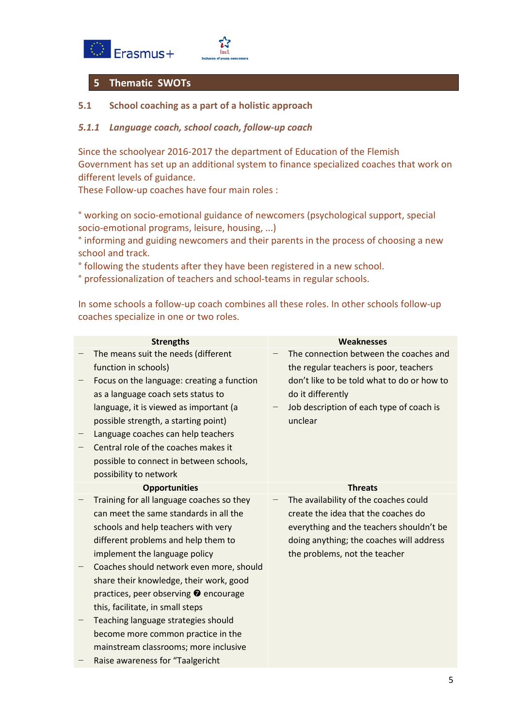# 5 Thematic SWOTs

## 5.1 School coaching as a part of a holistic approach

### *5.1.1 Language coach, school coach, follow-up coach*

Since the schoolyear 2016-2017 the department of Education of the Flemish Government has set up an additional system to finance specialized coaches that work on different levels of guidance.
These Follow-up coaches have four main roles :

° working on socio-emotional guidance of newcomers (psychological support, special socio-emotional programs, leisure, housing, ...)
° informing and guiding newcomers and their parents in the process of choosing a new school and track.
° following the students after they have been registered in a new school.
° professionalization of teachers and school-teams in regular schools.

In some schools a follow-up coach combines all these roles. In other schools follow-up coaches specialize in one or two roles.

| Strengths | Weaknesses |
|---|---|
| – The means suit the needs (different function in schools)<br>– Focus on the language: creating a function as a language coach sets status to language, it is viewed as important (a possible strength, a starting point)<br>– Language coaches can help teachers<br>– Central role of the coaches makes it possible to connect in between schools, possibility to network | – The connection between the coaches and the regular teachers is poor, teachers don't like to be told what to do or how to do it differently<br>– Job description of each type of coach is unclear |
| **Opportunities** | **Threats** |
| – Training for all language coaches so they can meet the same standards in all the schools and help teachers with very different problems and help them to implement the language policy<br>– Coaches should network even more, should share their knowledge, their work, good practices, peer observing ➐ encourage this, facilitate, in small steps<br>– Teaching language strategies should become more common practice in the mainstream classrooms; more inclusive<br>– Raise awareness for "Taalgericht | – The availability of the coaches could create the idea that the coaches do everything and the teachers shouldn't be doing anything; the coaches will address the problems, not the teacher |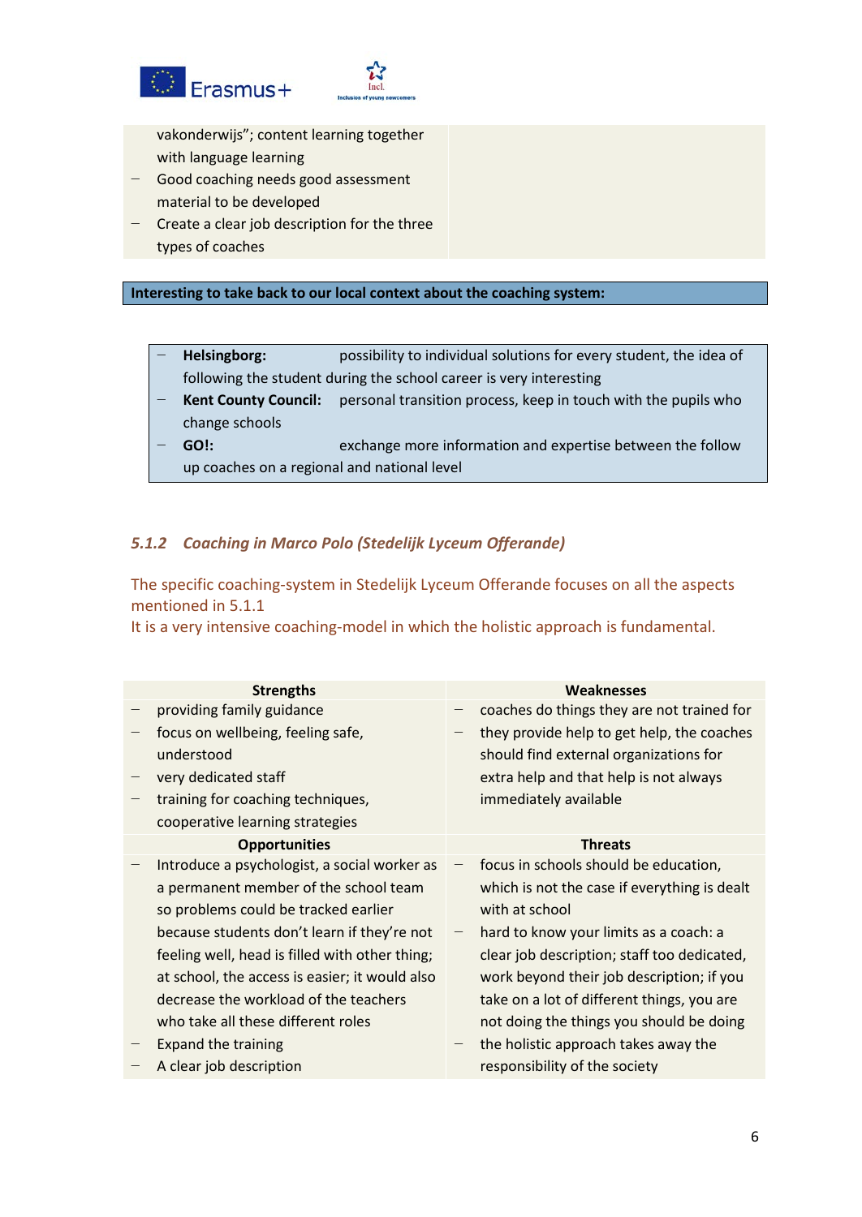- vakonderwijs"; content learning together with language learning
- Good coaching needs good assessment material to be developed
- Create a clear job description for the three types of coaches

**Interesting to take back to our local context about the coaching system:**

- **Helsingborg:** possibility to individual solutions for every student, the idea of following the student during the school career is very interesting
- **Kent County Council:** personal transition process, keep in touch with the pupils who change schools
- **GO!:** exchange more information and expertise between the follow up coaches on a regional and national level

### *5.1.2 Coaching in Marco Polo (Stedelijk Lyceum Offerande)*

The specific coaching-system in Stedelijk Lyceum Offerande focuses on all the aspects mentioned in 5.1.1
It is a very intensive coaching-model in which the holistic approach is fundamental.

| Strengths | Weaknesses |
|---|---|
| – providing family guidance<br>– focus on wellbeing, feeling safe, understood<br>– very dedicated staff<br>– training for coaching techniques, cooperative learning strategies | – coaches do things they are not trained for<br>– they provide help to get help, the coaches should find external organizations for extra help and that help is not always immediately available |
| **Opportunities** | **Threats** |
| – Introduce a psychologist, a social worker as a permanent member of the school team so problems could be tracked earlier because students don't learn if they're not feeling well, head is filled with other thing; at school, the access is easier; it would also decrease the workload of the teachers who take all these different roles<br>– Expand the training<br>– A clear job description | – focus in schools should be education, which is not the case if everything is dealt with at school<br>– hard to know your limits as a coach: a clear job description; staff too dedicated, work beyond their job description; if you take on a lot of different things, you are not doing the things you should be doing<br>– the holistic approach takes away the responsibility of the society |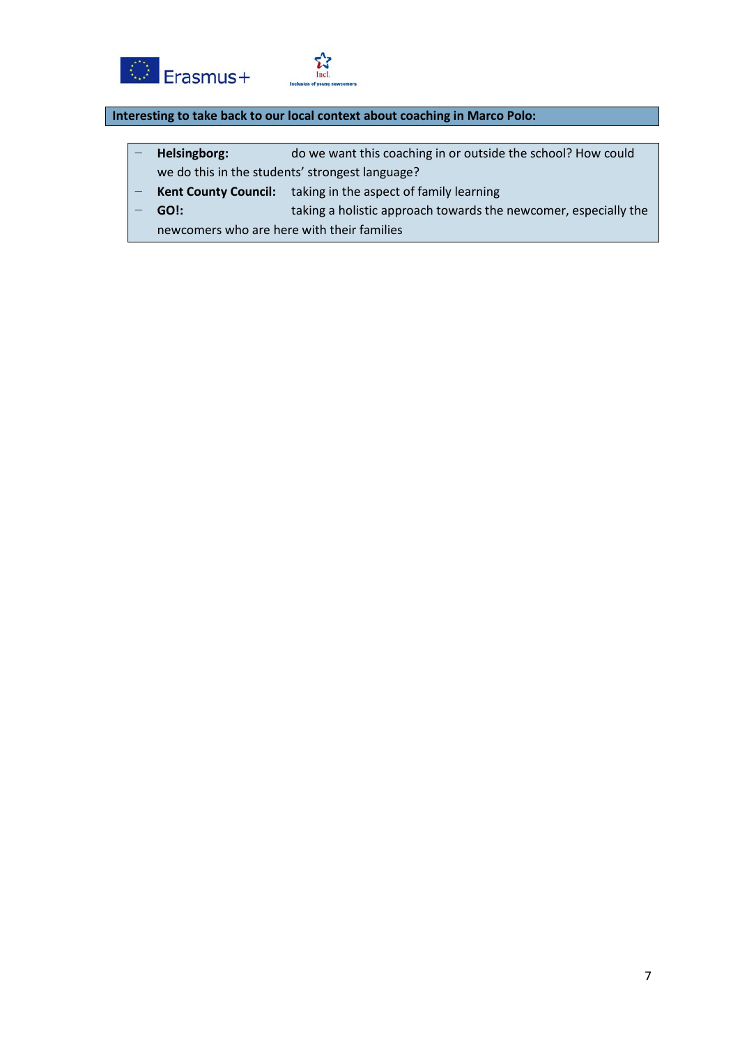**Interesting to take back to our local context about coaching in Marco Polo:**

- **Helsingborg:** do we want this coaching in or outside the school? How could we do this in the students' strongest language?
- **Kent County Council:** taking in the aspect of family learning
- **GO!:** taking a holistic approach towards the newcomer, especially the newcomers who are here with their families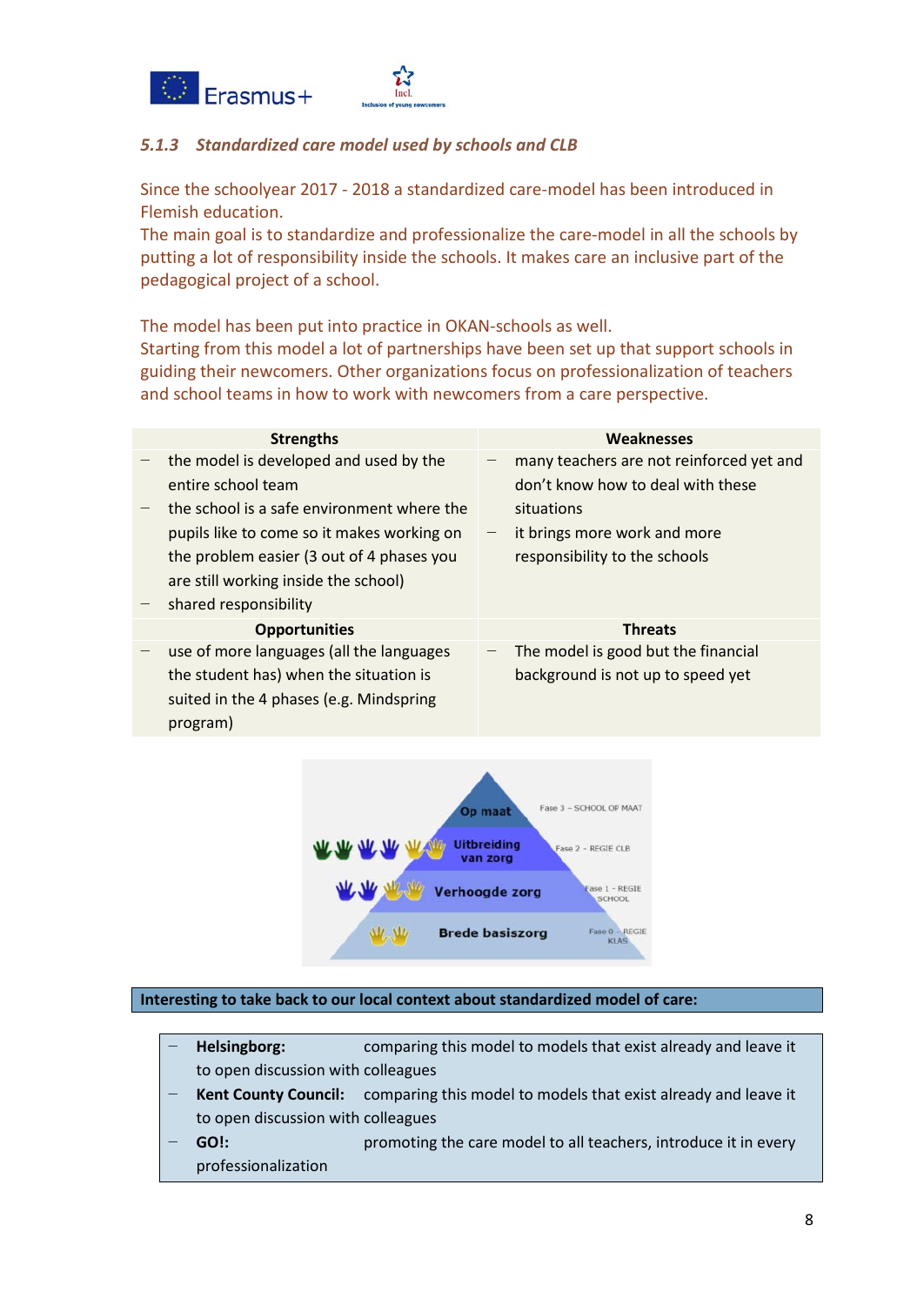### 5.1.3 *Standardized care model used by schools and CLB*

Since the schoolyear 2017 - 2018 a standardized care-model has been introduced in Flemish education.
The main goal is to standardize and professionalize the care-model in all the schools by putting a lot of responsibility inside the schools. It makes care an inclusive part of the pedagogical project of a school.

The model has been put into practice in OKAN-schools as well.
Starting from this model a lot of partnerships have been set up that support schools in guiding their newcomers. Other organizations focus on professionalization of teachers and school teams in how to work with newcomers from a care perspective.

| Strengths | Weaknesses |
| --- | --- |
| – the model is developed and used by the entire school team<br>– the school is a safe environment where the pupils like to come so it makes working on the problem easier (3 out of 4 phases you are still working inside the school)<br>– shared responsibility | – many teachers are not reinforced yet and don't know how to deal with these situations<br>– it brings more work and more responsibility to the schools |
| **Opportunities** | **Threats** |
| – use of more languages (all the languages the student has) when the situation is suited in the 4 phases (e.g. Mindspring program) | – The model is good but the financial background is not up to speed yet |

Op maat — Fase 3 – SCHOOL OP MAAT
Uitbreiding van zorg — Fase 2 – REGIE CLB
Verhoogde zorg — Fase 1 – REGIE SCHOOL
Brede basiszorg — Fase 0 – REGIE KLAS

**Interesting to take back to our local context about standardized model of care:**

- **Helsingborg:** comparing this model to models that exist already and leave it to open discussion with colleagues
- **Kent County Council:** comparing this model to models that exist already and leave it to open discussion with colleagues
- **GO!:** promoting the care model to all teachers, introduce it in every professionalization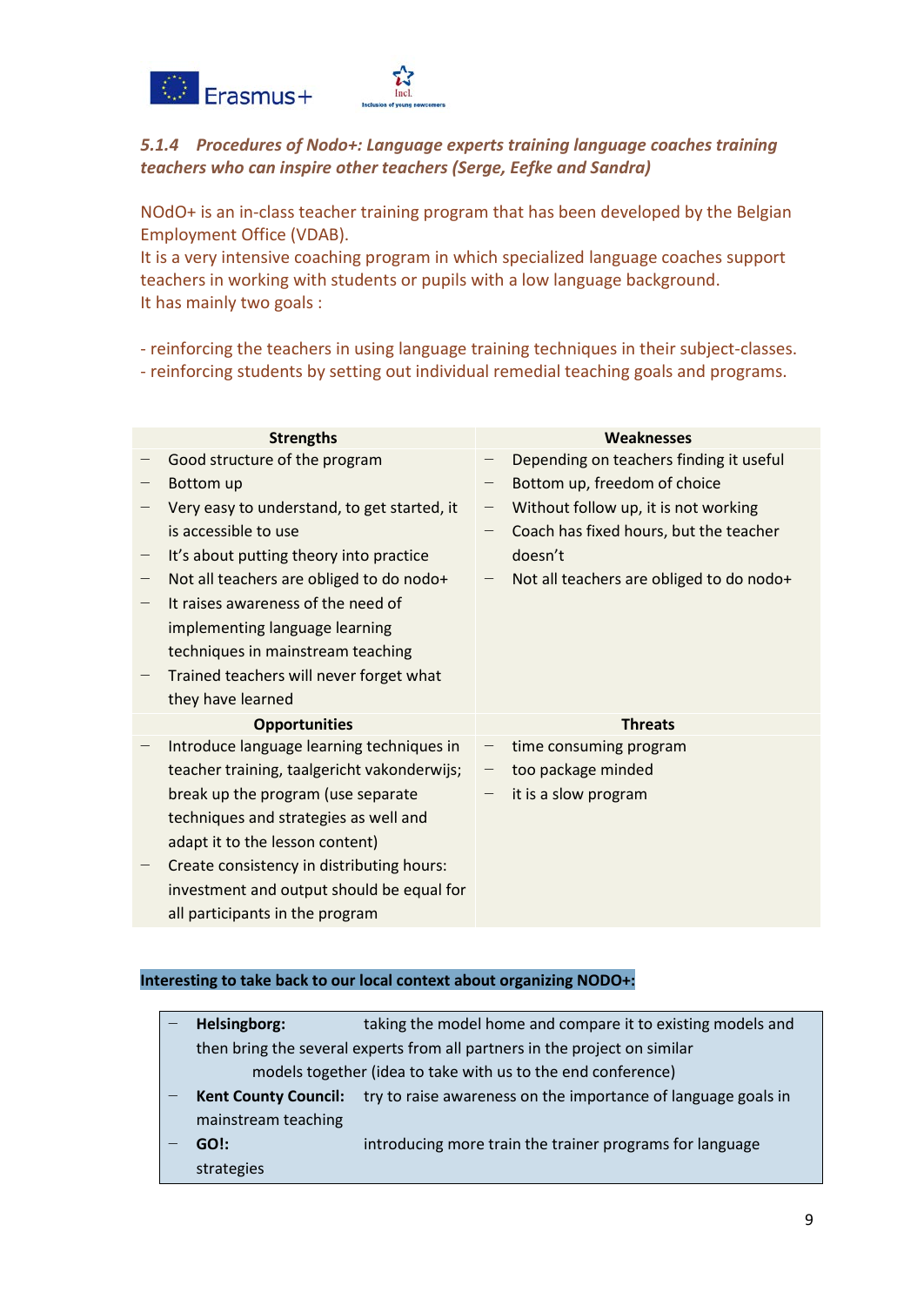#### *5.1.4 Procedures of Nodo+: Language experts training language coaches training teachers who can inspire other teachers (Serge, Eefke and Sandra)*

NOdO+ is an in-class teacher training program that has been developed by the Belgian Employment Office (VDAB).
It is a very intensive coaching program in which specialized language coaches support teachers in working with students or pupils with a low language background.
It has mainly two goals :

- reinforcing the teachers in using language training techniques in their subject-classes.
- reinforcing students by setting out individual remedial teaching goals and programs.

| Strengths | Weaknesses |
|---|---|
| – Good structure of the program<br>– Bottom up<br>– Very easy to understand, to get started, it is accessible to use<br>– It's about putting theory into practice<br>– Not all teachers are obliged to do nodo+<br>– It raises awareness of the need of implementing language learning techniques in mainstream teaching<br>– Trained teachers will never forget what they have learned | – Depending on teachers finding it useful<br>– Bottom up, freedom of choice<br>– Without follow up, it is not working<br>– Coach has fixed hours, but the teacher doesn't<br>– Not all teachers are obliged to do nodo+ |
| **Opportunities** | **Threats** |
| – Introduce language learning techniques in teacher training, taalgericht vakonderwijs; break up the program (use separate techniques and strategies as well and adapt it to the lesson content)<br>– Create consistency in distributing hours: investment and output should be equal for all participants in the program | – time consuming program<br>– too package minded<br>– it is a slow program |

**Interesting to take back to our local context about organizing NODO+:**

- **Helsingborg:** taking the model home and compare it to existing models and then bring the several experts from all partners in the project on similar models together (idea to take with us to the end conference)
- **Kent County Council:** try to raise awareness on the importance of language goals in mainstream teaching
- **GO!:** introducing more train the trainer programs for language strategies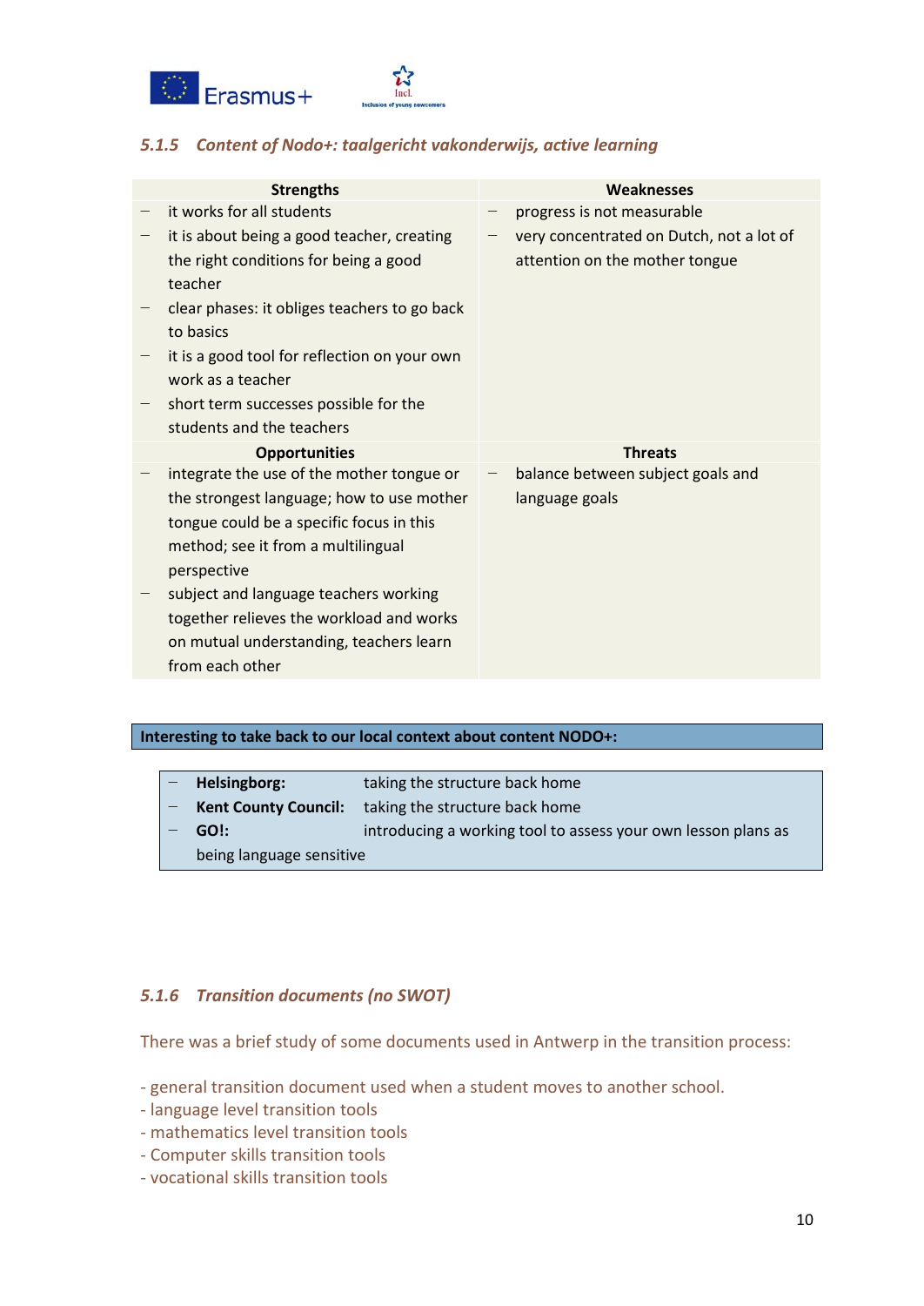### 5.1.5 *Content of Nodo+: taalgericht vakonderwijs, active learning*

| Strengths | Weaknesses |
| --- | --- |
| – it works for all students<br>– it is about being a good teacher, creating the right conditions for being a good teacher<br>– clear phases: it obliges teachers to go back to basics<br>– it is a good tool for reflection on your own work as a teacher<br>– short term successes possible for the students and the teachers | – progress is not measurable<br>– very concentrated on Dutch, not a lot of attention on the mother tongue |
| **Opportunities** | **Threats** |
| – integrate the use of the mother tongue or the strongest language; how to use mother tongue could be a specific focus in this method; see it from a multilingual perspective<br>– subject and language teachers working together relieves the workload and works on mutual understanding, teachers learn from each other | – balance between subject goals and language goals |

**Interesting to take back to our local context about content NODO+:**

- **Helsingborg:** taking the structure back home
- **Kent County Council:** taking the structure back home
- **GO!:** introducing a working tool to assess your own lesson plans as being language sensitive

### 5.1.6 *Transition documents (no SWOT)*

There was a brief study of some documents used in Antwerp in the transition process:

- general transition document used when a student moves to another school.
- language level transition tools
- mathematics level transition tools
- Computer skills transition tools
- vocational skills transition tools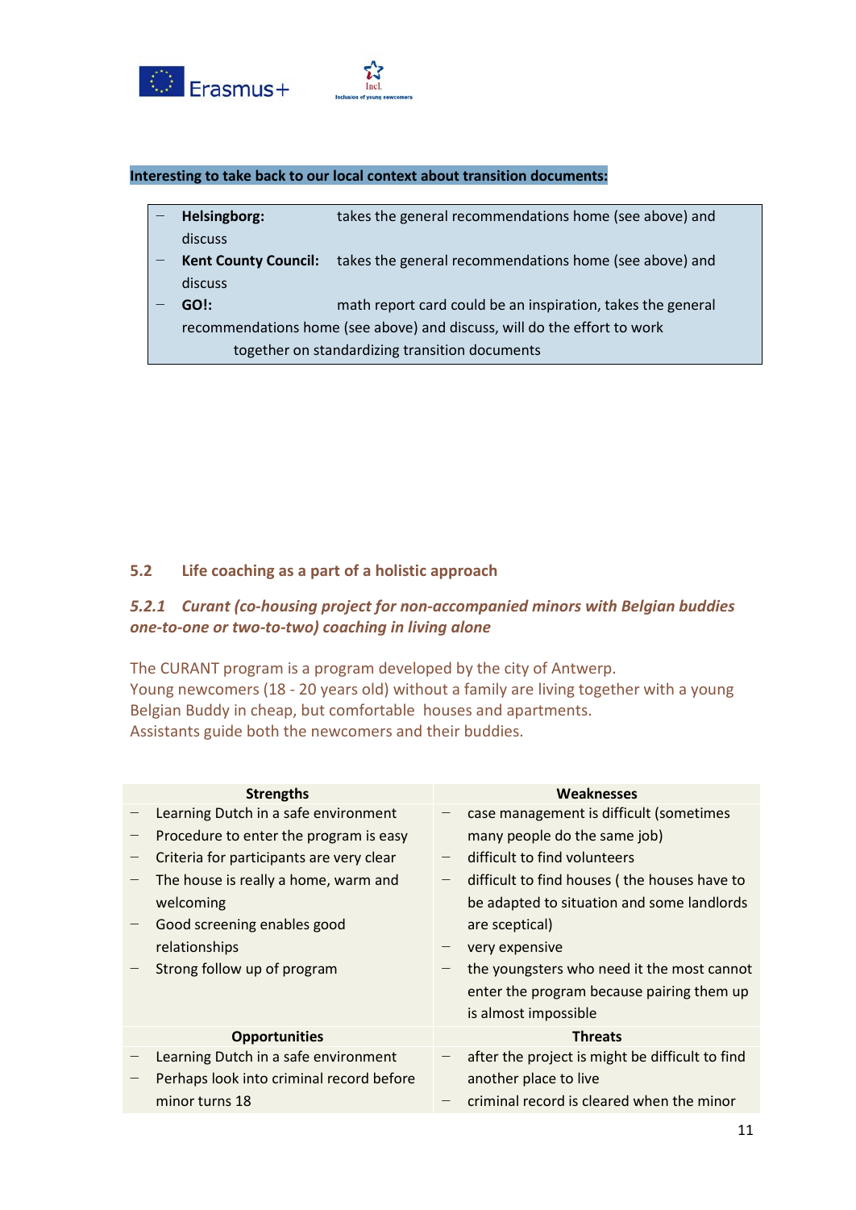**Interesting to take back to our local context about transition documents:**

- **Helsingborg:** takes the general recommendations home (see above) and discuss
- **Kent County Council:** takes the general recommendations home (see above) and discuss
- **GO!:** math report card could be an inspiration, takes the general recommendations home (see above) and discuss, will do the effort to work together on standardizing transition documents

## 5.2 Life coaching as a part of a holistic approach

### *5.2.1 Curant (co-housing project for non-accompanied minors with Belgian buddies one-to-one or two-to-two) coaching in living alone*

The CURANT program is a program developed by the city of Antwerp.
Young newcomers (18 - 20 years old) without a family are living together with a young Belgian Buddy in cheap, but comfortable houses and apartments.
Assistants guide both the newcomers and their buddies.

| Strengths | Weaknesses |
|---|---|
| – Learning Dutch in a safe environment<br>– Procedure to enter the program is easy<br>– Criteria for participants are very clear<br>– The house is really a home, warm and welcoming<br>– Good screening enables good relationships<br>– Strong follow up of program | – case management is difficult (sometimes many people do the same job)<br>– difficult to find volunteers<br>– difficult to find houses ( the houses have to be adapted to situation and some landlords are sceptical)<br>– very expensive<br>– the youngsters who need it the most cannot enter the program because pairing them up is almost impossible |
| **Opportunities** | **Threats** |
| – Learning Dutch in a safe environment<br>– Perhaps look into criminal record before minor turns 18 | – after the project is might be difficult to find another place to live<br>– criminal record is cleared when the minor |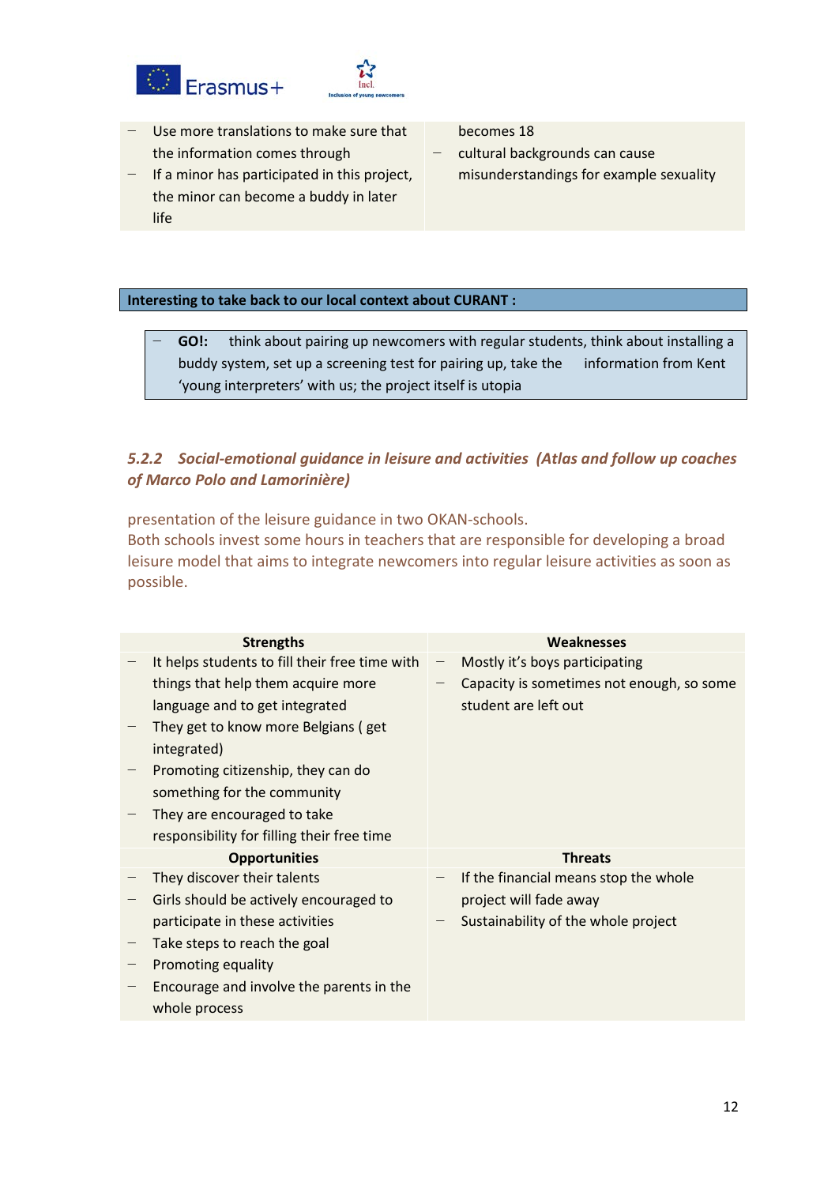| | |
|---|---|
| – Use more translations to make sure that the information comes through<br>– If a minor has participated in this project, the minor can become a buddy in later life | becomes 18<br>– cultural backgrounds can cause misunderstandings for example sexuality |

**Interesting to take back to our local context about CURANT :**

- **GO!:** think about pairing up newcomers with regular students, think about installing a buddy system, set up a screening test for pairing up, take the information from Kent 'young interpreters' with us; the project itself is utopia

### *5.2.2 Social-emotional guidance in leisure and activities (Atlas and follow up coaches of Marco Polo and Lamorinière)*

presentation of the leisure guidance in two OKAN-schools.
Both schools invest some hours in teachers that are responsible for developing a broad leisure model that aims to integrate newcomers into regular leisure activities as soon as possible.

| Strengths | Weaknesses |
|---|---|
| – It helps students to fill their free time with things that help them acquire more language and to get integrated<br>– They get to know more Belgians ( get integrated)<br>– Promoting citizenship, they can do something for the community<br>– They are encouraged to take responsibility for filling their free time | – Mostly it's boys participating<br>– Capacity is sometimes not enough, so some student are left out |
| **Opportunities** | **Threats** |
| – They discover their talents<br>– Girls should be actively encouraged to participate in these activities<br>– Take steps to reach the goal<br>– Promoting equality<br>– Encourage and involve the parents in the whole process | – If the financial means stop the whole project will fade away<br>– Sustainability of the whole project |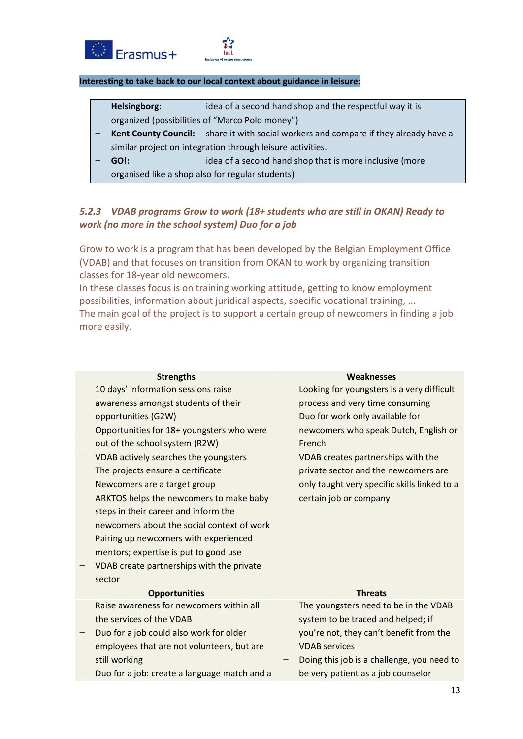**Interesting to take back to our local context about guidance in leisure:**

- **Helsingborg:** idea of a second hand shop and the respectful way it is organized (possibilities of "Marco Polo money")
- **Kent County Council:** share it with social workers and compare if they already have a similar project on integration through leisure activities.
- **GO!:** idea of a second hand shop that is more inclusive (more organised like a shop also for regular students)

### *5.2.3 VDAB programs Grow to work (18+ students who are still in OKAN) Ready to work (no more in the school system) Duo for a job*

Grow to work is a program that has been developed by the Belgian Employment Office (VDAB) and that focuses on transition from OKAN to work by organizing transition classes for 18-year old newcomers.
In these classes focus is on training working attitude, getting to know employment possibilities, information about juridical aspects, specific vocational training, ...
The main goal of the project is to support a certain group of newcomers in finding a job more easily.

| Strengths | Weaknesses |
|---|---|
| – 10 days' information sessions raise awareness amongst students of their opportunities (G2W)<br>– Opportunities for 18+ youngsters who were out of the school system (R2W)<br>– VDAB actively searches the youngsters<br>– The projects ensure a certificate<br>– Newcomers are a target group<br>– ARKTOS helps the newcomers to make baby steps in their career and inform the newcomers about the social context of work<br>– Pairing up newcomers with experienced mentors; expertise is put to good use<br>– VDAB create partnerships with the private sector | – Looking for youngsters is a very difficult process and very time consuming<br>– Duo for work only available for newcomers who speak Dutch, English or French<br>– VDAB creates partnerships with the private sector and the newcomers are only taught very specific skills linked to a certain job or company |
| **Opportunities** | **Threats** |
| – Raise awareness for newcomers within all the services of the VDAB<br>– Duo for a job could also work for older employees that are not volunteers, but are still working<br>– Duo for a job: create a language match and a | – The youngsters need to be in the VDAB system to be traced and helped; if you're not, they can't benefit from the VDAB services<br>– Doing this job is a challenge, you need to be very patient as a job counselor |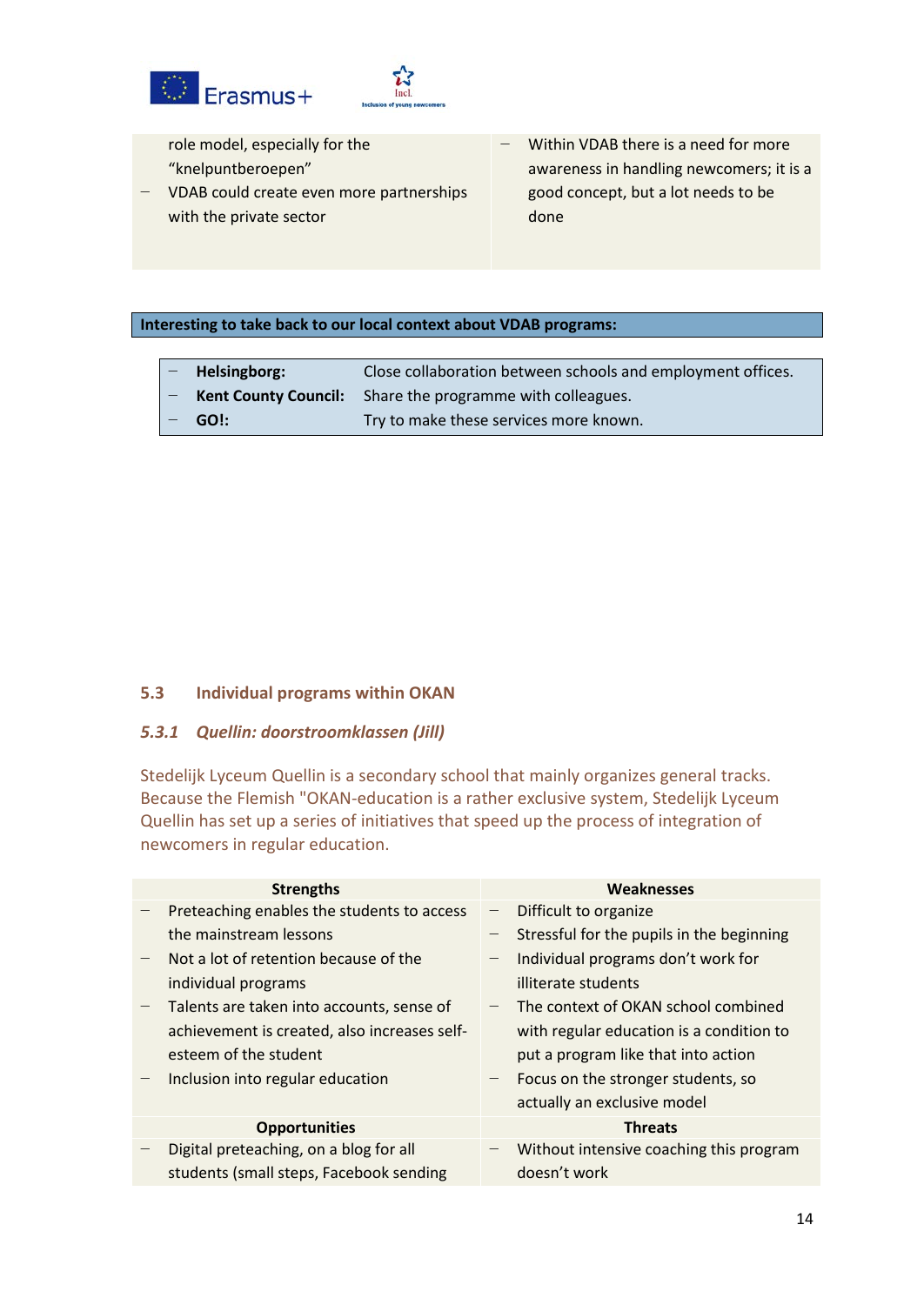| | |
|---|---|
| role model, especially for the "knelpuntberoepen"<br>– VDAB could create even more partnerships with the private sector | – Within VDAB there is a need for more awareness in handling newcomers; it is a good concept, but a lot needs to be done |

**Interesting to take back to our local context about VDAB programs:**

| | |
|---|---|
| – **Helsingborg:** | Close collaboration between schools and employment offices. |
| – **Kent County Council:** | Share the programme with colleagues. |
| – **GO!:** | Try to make these services more known. |

## 5.3 Individual programs within OKAN

### *5.3.1 Quellin: doorstroomklassen (Jill)*

Stedelijk Lyceum Quellin is a secondary school that mainly organizes general tracks. Because the Flemish "OKAN-education is a rather exclusive system, Stedelijk Lyceum Quellin has set up a series of initiatives that speed up the process of integration of newcomers in regular education.

| Strengths | Weaknesses |
|---|---|
| – Preteaching enables the students to access the mainstream lessons<br>– Not a lot of retention because of the individual programs<br>– Talents are taken into accounts, sense of achievement is created, also increases self-esteem of the student<br>– Inclusion into regular education | – Difficult to organize<br>– Stressful for the pupils in the beginning<br>– Individual programs don't work for illiterate students<br>– The context of OKAN school combined with regular education is a condition to put a program like that into action<br>– Focus on the stronger students, so actually an exclusive model |
| **Opportunities** | **Threats** |
| – Digital preteaching, on a blog for all students (small steps, Facebook sending | – Without intensive coaching this program doesn't work |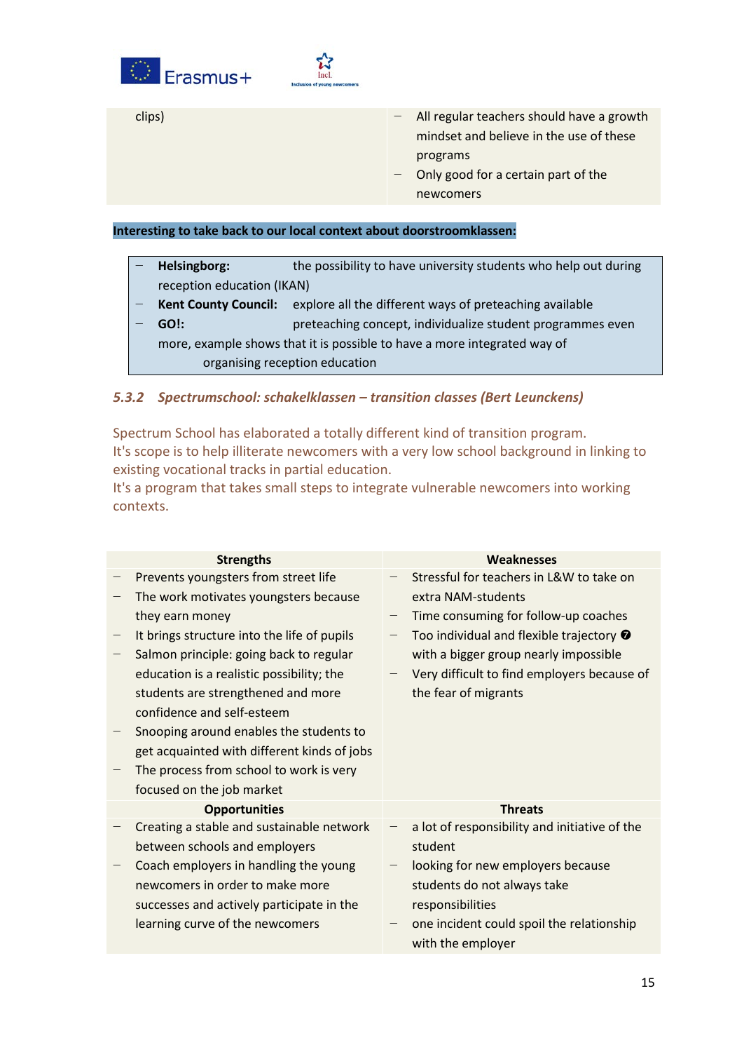| | |
|---|---|
| clips) | – All regular teachers should have a growth mindset and believe in the use of these programs<br>– Only good for a certain part of the newcomers |

**Interesting to take back to our local context about doorstroomklassen:**

- **Helsingborg:** the possibility to have university students who help out during reception education (IKAN)
- **Kent County Council:** explore all the different ways of preteaching available
- **GO!:** preteaching concept, individualize student programmes even more, example shows that it is possible to have a more integrated way of organising reception education

### *5.3.2 Spectrumschool: schakelklassen – transition classes (Bert Leunckens)*

Spectrum School has elaborated a totally different kind of transition program.
It's scope is to help illiterate newcomers with a very low school background in linking to existing vocational tracks in partial education.
It's a program that takes small steps to integrate vulnerable newcomers into working contexts.

| Strengths | Weaknesses |
|---|---|
| – Prevents youngsters from street life<br>– The work motivates youngsters because they earn money<br>– It brings structure into the life of pupils<br>– Salmon principle: going back to regular education is a realistic possibility; the students are strengthened and more confidence and self-esteem<br>– Snooping around enables the students to get acquainted with different kinds of jobs<br>– The process from school to work is very focused on the job market | – Stressful for teachers in L&W to take on extra NAM-students<br>– Time consuming for follow-up coaches<br>– Too individual and flexible trajectory ❼ with a bigger group nearly impossible<br>– Very difficult to find employers because of the fear of migrants |
| **Opportunities** | **Threats** |
| – Creating a stable and sustainable network between schools and employers<br>– Coach employers in handling the young newcomers in order to make more successes and actively participate in the learning curve of the newcomers | – a lot of responsibility and initiative of the student<br>– looking for new employers because students do not always take responsibilities<br>– one incident could spoil the relationship with the employer |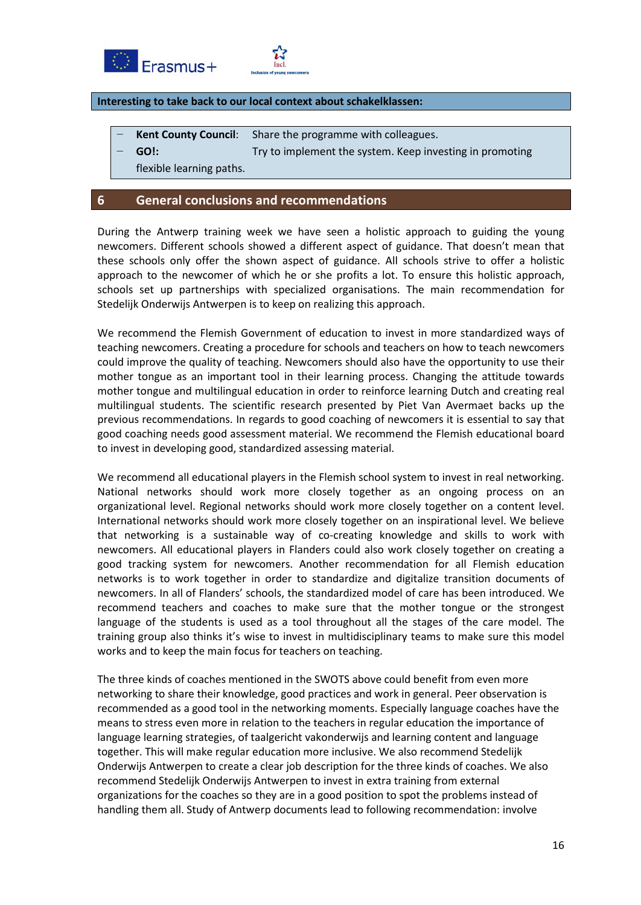**Interesting to take back to our local context about schakelklassen:**

- **Kent County Council**: Share the programme with colleagues.
- **GO!**: Try to implement the system. Keep investing in promoting flexible learning paths.

## 6 General conclusions and recommendations

During the Antwerp training week we have seen a holistic approach to guiding the young newcomers. Different schools showed a different aspect of guidance. That doesn't mean that these schools only offer the shown aspect of guidance. All schools strive to offer a holistic approach to the newcomer of which he or she profits a lot. To ensure this holistic approach, schools set up partnerships with specialized organisations. The main recommendation for Stedelijk Onderwijs Antwerpen is to keep on realizing this approach.

We recommend the Flemish Government of education to invest in more standardized ways of teaching newcomers. Creating a procedure for schools and teachers on how to teach newcomers could improve the quality of teaching. Newcomers should also have the opportunity to use their mother tongue as an important tool in their learning process. Changing the attitude towards mother tongue and multilingual education in order to reinforce learning Dutch and creating real multilingual students. The scientific research presented by Piet Van Avermaet backs up the previous recommendations. In regards to good coaching of newcomers it is essential to say that good coaching needs good assessment material. We recommend the Flemish educational board to invest in developing good, standardized assessing material.

We recommend all educational players in the Flemish school system to invest in real networking. National networks should work more closely together as an ongoing process on an organizational level. Regional networks should work more closely together on a content level. International networks should work more closely together on an inspirational level. We believe that networking is a sustainable way of co-creating knowledge and skills to work with newcomers. All educational players in Flanders could also work closely together on creating a good tracking system for newcomers. Another recommendation for all Flemish education networks is to work together in order to standardize and digitalize transition documents of newcomers. In all of Flanders' schools, the standardized model of care has been introduced. We recommend teachers and coaches to make sure that the mother tongue or the strongest language of the students is used as a tool throughout all the stages of the care model. The training group also thinks it's wise to invest in multidisciplinary teams to make sure this model works and to keep the main focus for teachers on teaching.

The three kinds of coaches mentioned in the SWOTS above could benefit from even more networking to share their knowledge, good practices and work in general. Peer observation is recommended as a good tool in the networking moments. Especially language coaches have the means to stress even more in relation to the teachers in regular education the importance of language learning strategies, of taalgericht vakonderwijs and learning content and language together. This will make regular education more inclusive. We also recommend Stedelijk Onderwijs Antwerpen to create a clear job description for the three kinds of coaches. We also recommend Stedelijk Onderwijs Antwerpen to invest in extra training from external organizations for the coaches so they are in a good position to spot the problems instead of handling them all. Study of Antwerp documents lead to following recommendation: involve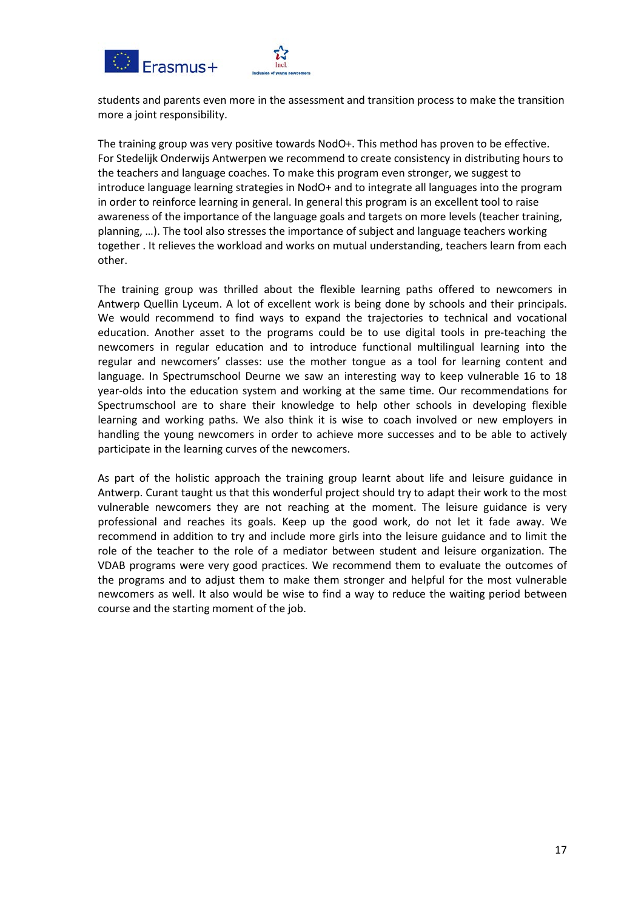students and parents even more in the assessment and transition process to make the transition more a joint responsibility.

The training group was very positive towards NodO+. This method has proven to be effective. For Stedelijk Onderwijs Antwerpen we recommend to create consistency in distributing hours to the teachers and language coaches. To make this program even stronger, we suggest to introduce language learning strategies in NodO+ and to integrate all languages into the program in order to reinforce learning in general. In general this program is an excellent tool to raise awareness of the importance of the language goals and targets on more levels (teacher training, planning, …). The tool also stresses the importance of subject and language teachers working together . It relieves the workload and works on mutual understanding, teachers learn from each other.

The training group was thrilled about the flexible learning paths offered to newcomers in Antwerp Quellin Lyceum. A lot of excellent work is being done by schools and their principals. We would recommend to find ways to expand the trajectories to technical and vocational education. Another asset to the programs could be to use digital tools in pre-teaching the newcomers in regular education and to introduce functional multilingual learning into the regular and newcomers' classes: use the mother tongue as a tool for learning content and language. In Spectrumschool Deurne we saw an interesting way to keep vulnerable 16 to 18 year-olds into the education system and working at the same time. Our recommendations for Spectrumschool are to share their knowledge to help other schools in developing flexible learning and working paths. We also think it is wise to coach involved or new employers in handling the young newcomers in order to achieve more successes and to be able to actively participate in the learning curves of the newcomers.

As part of the holistic approach the training group learnt about life and leisure guidance in Antwerp. Curant taught us that this wonderful project should try to adapt their work to the most vulnerable newcomers they are not reaching at the moment. The leisure guidance is very professional and reaches its goals. Keep up the good work, do not let it fade away. We recommend in addition to try and include more girls into the leisure guidance and to limit the role of the teacher to the role of a mediator between student and leisure organization. The VDAB programs were very good practices. We recommend them to evaluate the outcomes of the programs and to adjust them to make them stronger and helpful for the most vulnerable newcomers as well. It also would be wise to find a way to reduce the waiting period between course and the starting moment of the job.